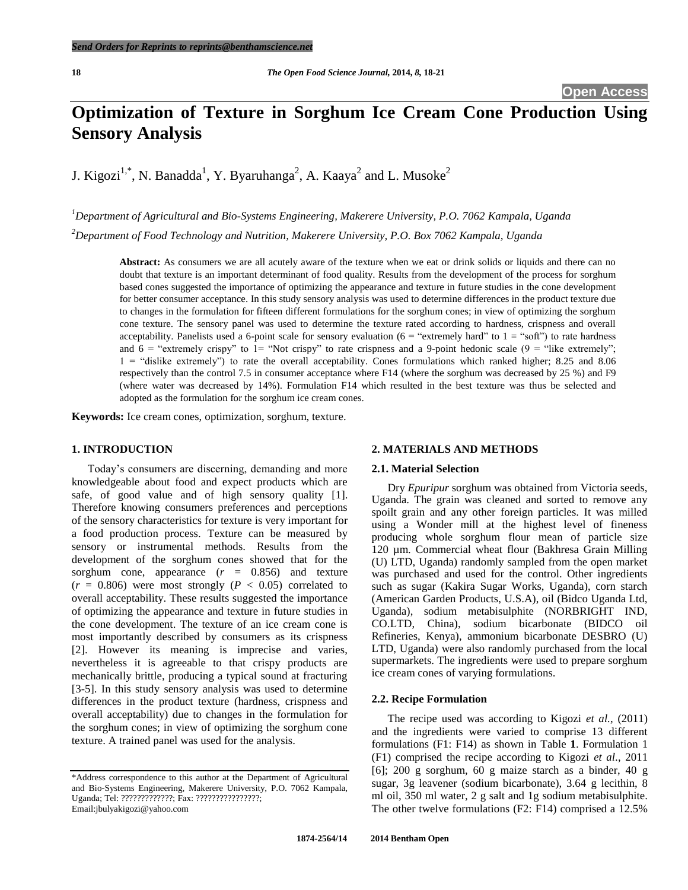# Optimization of Texture in Sorghum Ice Cream Cone Production Using Sensory Analysis

J. Kigozi[1,*], N. Banadda[1], Y. Byaruhanga[2], A. Kaaya[2] and L. Musoke[2]

[1]*Department of Agricultural and Bio-Systems Engineering, Makerere University, P.O. 7062 Kampala, Uganda*

[2]*Department of Food Technology and Nutrition, Makerere University, P.O. Box 7062 Kampala, Uganda*

**Abstract:** As consumers we are all acutely aware of the texture when we eat or drink solids or liquids and there can no doubt that texture is an important determinant of food quality. Results from the development of the process for sorghum based cones suggested the importance of optimizing the appearance and texture in future studies in the cone development for better consumer acceptance. In this study sensory analysis was used to determine differences in the product texture due to changes in the formulation for fifteen different formulations for the sorghum cones; in view of optimizing the sorghum cone texture. The sensory panel was used to determine the texture rated according to hardness, crispness and overall acceptability. Panelists used a 6-point scale for sensory evaluation (6 = "extremely hard" to 1 = "soft") to rate hardness and 6 = "extremely crispy" to 1= "Not crispy" to rate crispness and a 9-point hedonic scale (9 = "like extremely"; 1 = "dislike extremely") to rate the overall acceptability. Cones formulations which ranked higher; 8.25 and 8.06 respectively than the control 7.5 in consumer acceptance where F14 (where the sorghum was decreased by 25 %) and F9 (where water was decreased by 14%). Formulation F14 which resulted in the best texture was thus be selected and adopted as the formulation for the sorghum ice cream cones.

**Keywords:** Ice cream cones, optimization, sorghum, texture.

## 1. INTRODUCTION

Today's consumers are discerning, demanding and more knowledgeable about food and expect products which are safe, of good value and of high sensory quality [1]. Therefore knowing consumers preferences and perceptions of the sensory characteristics for texture is very important for a food production process. Texture can be measured by sensory or instrumental methods. Results from the development of the sorghum cones showed that for the sorghum cone, appearance ($r$ = 0.856) and texture ($r$ = 0.806) were most strongly ($P$ < 0.05) correlated to overall acceptability. These results suggested the importance of optimizing the appearance and texture in future studies in the cone development. The texture of an ice cream cone is most importantly described by consumers as its crispness [2]. However its meaning is imprecise and varies, nevertheless it is agreeable to that crispy products are mechanically brittle, producing a typical sound at fracturing [3-5]. In this study sensory analysis was used to determine differences in the product texture (hardness, crispness and overall acceptability) due to changes in the formulation for the sorghum cones; in view of optimizing the sorghum cone texture. A trained panel was used for the analysis.

\*Address correspondence to this author at the Department of Agricultural and Bio-Systems Engineering, Makerere University, P.O. 7062 Kampala, Uganda; Tel: ?????????????; Fax: ????????????????; Email:jbulyakigozi@yahoo.com

## 2. MATERIALS AND METHODS

### 2.1. Material Selection

Dry *Epuripur* sorghum was obtained from Victoria seeds, Uganda. The grain was cleaned and sorted to remove any spoilt grain and any other foreign particles. It was milled using a Wonder mill at the highest level of fineness producing whole sorghum flour mean of particle size 120 µm. Commercial wheat flour (Bakhresa Grain Milling (U) LTD, Uganda) randomly sampled from the open market was purchased and used for the control. Other ingredients such as sugar (Kakira Sugar Works, Uganda), corn starch (American Garden Products, U.S.A), oil (Bidco Uganda Ltd, Uganda), sodium metabisulphite (NORBRIGHT IND, CO.LTD, China), sodium bicarbonate (BIDCO oil Refineries, Kenya), ammonium bicarbonate DESBRO (U) LTD, Uganda) were also randomly purchased from the local supermarkets. The ingredients were used to prepare sorghum ice cream cones of varying formulations.

### 2.2. Recipe Formulation

The recipe used was according to Kigozi *et al.,* (2011) and the ingredients were varied to comprise 13 different formulations (F1: F14) as shown in Table **1**. Formulation 1 (F1) comprised the recipe according to Kigozi *et al*., 2011 [6]; 200 g sorghum, 60 g maize starch as a binder, 40 g sugar, 3g leavener (sodium bicarbonate), 3.64 g lecithin, 8 ml oil, 350 ml water, 2 g salt and 1g sodium metabisulphite. The other twelve formulations (F2: F14) comprised a 12.5%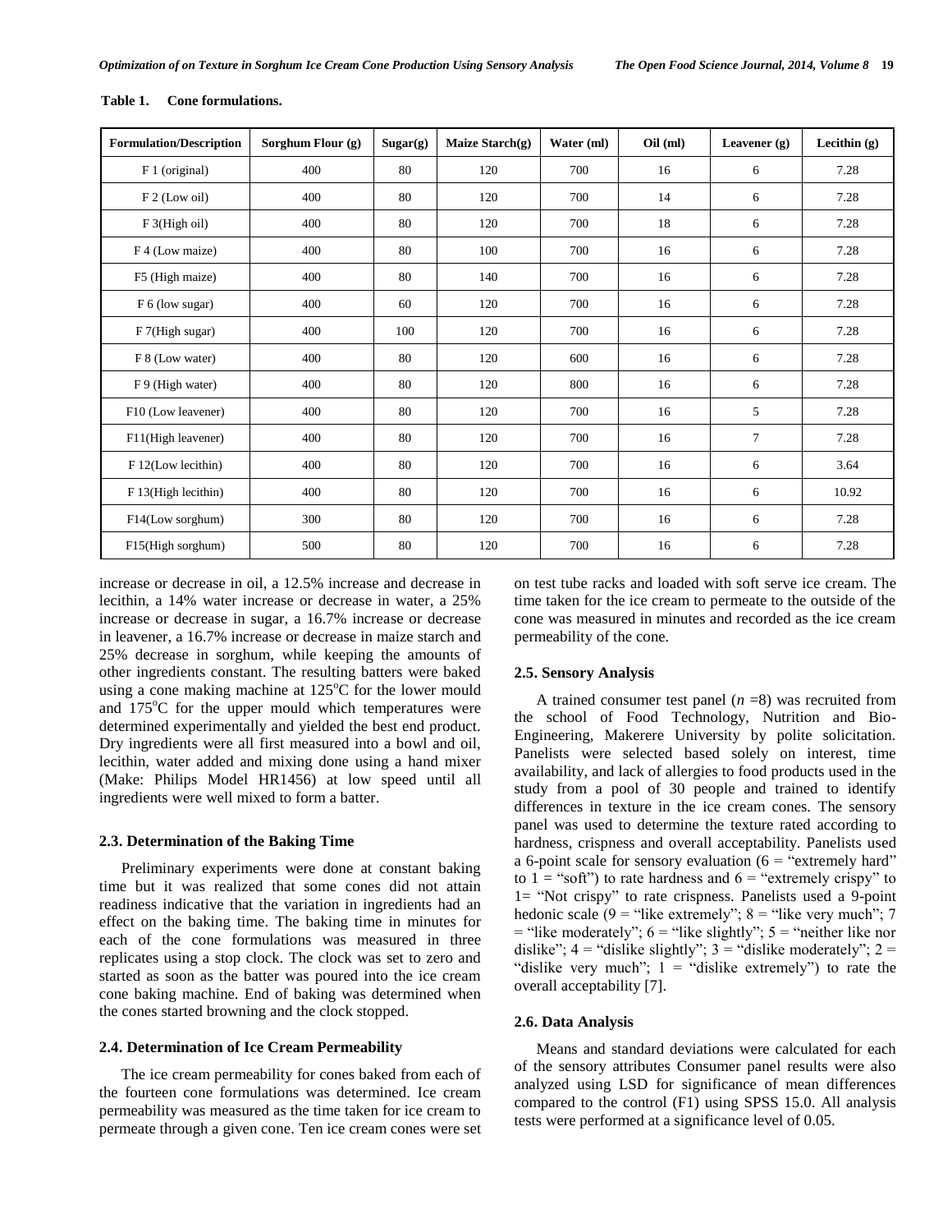**Table 1. Cone formulations.**

| Formulation/Description | Sorghum Flour (g) | Sugar(g) | Maize Starch(g) | Water (ml) | Oil (ml) | Leavener (g) | Lecithin (g) |
|---|---|---|---|---|---|---|---|
| F 1 (original) | 400 | 80 | 120 | 700 | 16 | 6 | 7.28 |
| F 2 (Low oil) | 400 | 80 | 120 | 700 | 14 | 6 | 7.28 |
| F 3(High oil) | 400 | 80 | 120 | 700 | 18 | 6 | 7.28 |
| F 4 (Low maize) | 400 | 80 | 100 | 700 | 16 | 6 | 7.28 |
| F5 (High maize) | 400 | 80 | 140 | 700 | 16 | 6 | 7.28 |
| F 6 (low sugar) | 400 | 60 | 120 | 700 | 16 | 6 | 7.28 |
| F 7(High sugar) | 400 | 100 | 120 | 700 | 16 | 6 | 7.28 |
| F 8 (Low water) | 400 | 80 | 120 | 600 | 16 | 6 | 7.28 |
| F 9 (High water) | 400 | 80 | 120 | 800 | 16 | 6 | 7.28 |
| F10 (Low leavener) | 400 | 80 | 120 | 700 | 16 | 5 | 7.28 |
| F11(High leavener) | 400 | 80 | 120 | 700 | 16 | 7 | 7.28 |
| F 12(Low lecithin) | 400 | 80 | 120 | 700 | 16 | 6 | 3.64 |
| F 13(High lecithin) | 400 | 80 | 120 | 700 | 16 | 6 | 10.92 |
| F14(Low sorghum) | 300 | 80 | 120 | 700 | 16 | 6 | 7.28 |
| F15(High sorghum) | 500 | 80 | 120 | 700 | 16 | 6 | 7.28 |

increase or decrease in oil, a 12.5% increase and decrease in lecithin, a 14% water increase or decrease in water, a 25% increase or decrease in sugar, a 16.7% increase or decrease in leavener, a 16.7% increase or decrease in maize starch and 25% decrease in sorghum, while keeping the amounts of other ingredients constant. The resulting batters were baked using a cone making machine at 125°C for the lower mould and 175°C for the upper mould which temperatures were determined experimentally and yielded the best end product. Dry ingredients were all first measured into a bowl and oil, lecithin, water added and mixing done using a hand mixer (Make: Philips Model HR1456) at low speed until all ingredients were well mixed to form a batter.

### 2.3. Determination of the Baking Time

Preliminary experiments were done at constant baking time but it was realized that some cones did not attain readiness indicative that the variation in ingredients had an effect on the baking time. The baking time in minutes for each of the cone formulations was measured in three replicates using a stop clock. The clock was set to zero and started as soon as the batter was poured into the ice cream cone baking machine. End of baking was determined when the cones started browning and the clock stopped.

### 2.4. Determination of Ice Cream Permeability

The ice cream permeability for cones baked from each of the fourteen cone formulations was determined. Ice cream permeability was measured as the time taken for ice cream to permeate through a given cone. Ten ice cream cones were set on test tube racks and loaded with soft serve ice cream. The time taken for the ice cream to permeate to the outside of the cone was measured in minutes and recorded as the ice cream permeability of the cone.

### 2.5. Sensory Analysis

A trained consumer test panel ($n$ =8) was recruited from the school of Food Technology, Nutrition and Bio-Engineering, Makerere University by polite solicitation. Panelists were selected based solely on interest, time availability, and lack of allergies to food products used in the study from a pool of 30 people and trained to identify differences in texture in the ice cream cones. The sensory panel was used to determine the texture rated according to hardness, crispness and overall acceptability. Panelists used a 6-point scale for sensory evaluation (6 = "extremely hard" to 1 = "soft") to rate hardness and 6 = "extremely crispy" to 1= "Not crispy" to rate crispness. Panelists used a 9-point hedonic scale (9 = "like extremely"; 8 = "like very much"; 7 = "like moderately"; 6 = "like slightly"; 5 = "neither like nor dislike"; 4 = "dislike slightly"; 3 = "dislike moderately"; 2 = "dislike very much"; 1 = "dislike extremely") to rate the overall acceptability [7].

### 2.6. Data Analysis

Means and standard deviations were calculated for each of the sensory attributes Consumer panel results were also analyzed using LSD for significance of mean differences compared to the control (F1) using SPSS 15.0. All analysis tests were performed at a significance level of 0.05.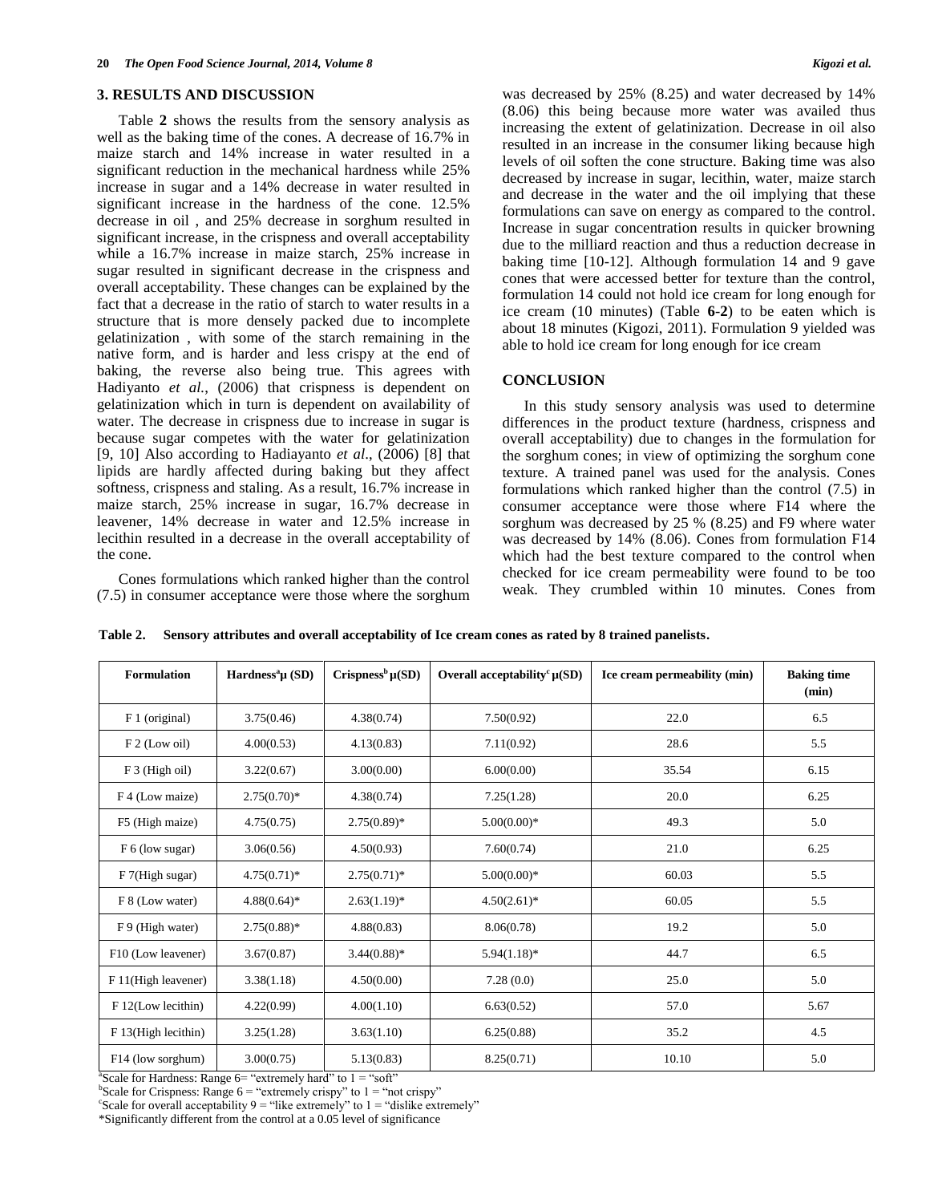## 3. RESULTS AND DISCUSSION

Table **2** shows the results from the sensory analysis as well as the baking time of the cones. A decrease of 16.7% in maize starch and 14% increase in water resulted in a significant reduction in the mechanical hardness while 25% increase in sugar and a 14% decrease in water resulted in significant increase in the hardness of the cone. 12.5% decrease in oil , and 25% decrease in sorghum resulted in significant increase, in the crispness and overall acceptability while a 16.7% increase in maize starch, 25% increase in sugar resulted in significant decrease in the crispness and overall acceptability. These changes can be explained by the fact that a decrease in the ratio of starch to water results in a structure that is more densely packed due to incomplete gelatinization , with some of the starch remaining in the native form, and is harder and less crispy at the end of baking, the reverse also being true. This agrees with Hadiyanto *et al.*, (2006) that crispness is dependent on gelatinization which in turn is dependent on availability of water. The decrease in crispness due to increase in sugar is because sugar competes with the water for gelatinization [9, 10] Also according to Hadiayanto *et al*., (2006) [8] that lipids are hardly affected during baking but they affect softness, crispness and staling. As a result, 16.7% increase in maize starch, 25% increase in sugar, 16.7% decrease in leavener, 14% decrease in water and 12.5% increase in lecithin resulted in a decrease in the overall acceptability of the cone.

Cones formulations which ranked higher than the control (7.5) in consumer acceptance were those where the sorghum was decreased by 25% (8.25) and water decreased by 14% (8.06) this being because more water was availed thus increasing the extent of gelatinization. Decrease in oil also resulted in an increase in the consumer liking because high levels of oil soften the cone structure. Baking time was also decreased by increase in sugar, lecithin, water, maize starch and decrease in the water and the oil implying that these formulations can save on energy as compared to the control. Increase in sugar concentration results in quicker browning due to the milliard reaction and thus a reduction decrease in baking time [10-12]. Although formulation 14 and 9 gave cones that were accessed better for texture than the control, formulation 14 could not hold ice cream for long enough for ice cream (10 minutes) (Table **6-2**) to be eaten which is about 18 minutes (Kigozi, 2011). Formulation 9 yielded was able to hold ice cream for long enough for ice cream

## CONCLUSION

In this study sensory analysis was used to determine differences in the product texture (hardness, crispness and overall acceptability) due to changes in the formulation for the sorghum cones; in view of optimizing the sorghum cone texture. A trained panel was used for the analysis. Cones formulations which ranked higher than the control (7.5) in consumer acceptance were those where F14 where the sorghum was decreased by 25 % (8.25) and F9 where water was decreased by 14% (8.06). Cones from formulation F14 which had the best texture compared to the control when checked for ice cream permeability were found to be too weak. They crumbled within 10 minutes. Cones from

**Table 2. Sensory attributes and overall acceptability of Ice cream cones as rated by 8 trained panelists.**

| Formulation | Hardness[a] μ (SD) | Crispness[b] μ(SD) | Overall acceptability[c] μ(SD) | Ice cream permeability (min) | Baking time (min) |
|---|---|---|---|---|---|
| F 1 (original) | 3.75(0.46) | 4.38(0.74) | 7.50(0.92) | 22.0 | 6.5 |
| F 2 (Low oil) | 4.00(0.53) | 4.13(0.83) | 7.11(0.92) | 28.6 | 5.5 |
| F 3 (High oil) | 3.22(0.67) | 3.00(0.00) | 6.00(0.00) | 35.54 | 6.15 |
| F 4 (Low maize) | 2.75(0.70)* | 4.38(0.74) | 7.25(1.28) | 20.0 | 6.25 |
| F5 (High maize) | 4.75(0.75) | 2.75(0.89)* | 5.00(0.00)* | 49.3 | 5.0 |
| F 6 (low sugar) | 3.06(0.56) | 4.50(0.93) | 7.60(0.74) | 21.0 | 6.25 |
| F 7(High sugar) | 4.75(0.71)* | 2.75(0.71)* | 5.00(0.00)* | 60.03 | 5.5 |
| F 8 (Low water) | 4.88(0.64)* | 2.63(1.19)* | 4.50(2.61)* | 60.05 | 5.5 |
| F 9 (High water) | 2.75(0.88)* | 4.88(0.83) | 8.06(0.78) | 19.2 | 5.0 |
| F10 (Low leavener) | 3.67(0.87) | 3.44(0.88)* | 5.94(1.18)* | 44.7 | 6.5 |
| F 11(High leavener) | 3.38(1.18) | 4.50(0.00) | 7.28 (0.0) | 25.0 | 5.0 |
| F 12(Low lecithin) | 4.22(0.99) | 4.00(1.10) | 6.63(0.52) | 57.0 | 5.67 |
| F 13(High lecithin) | 3.25(1.28) | 3.63(1.10) | 6.25(0.88) | 35.2 | 4.5 |
| F14 (low sorghum) | 3.00(0.75) | 5.13(0.83) | 8.25(0.71) | 10.10 | 5.0 |

[a]Scale for Hardness: Range 6= "extremely hard" to 1 = "soft"
[b]Scale for Crispness: Range 6 = "extremely crispy" to 1 = "not crispy"
[c]Scale for overall acceptability 9 = "like extremely" to 1 = "dislike extremely"
*Significantly different from the control at a 0.05 level of significance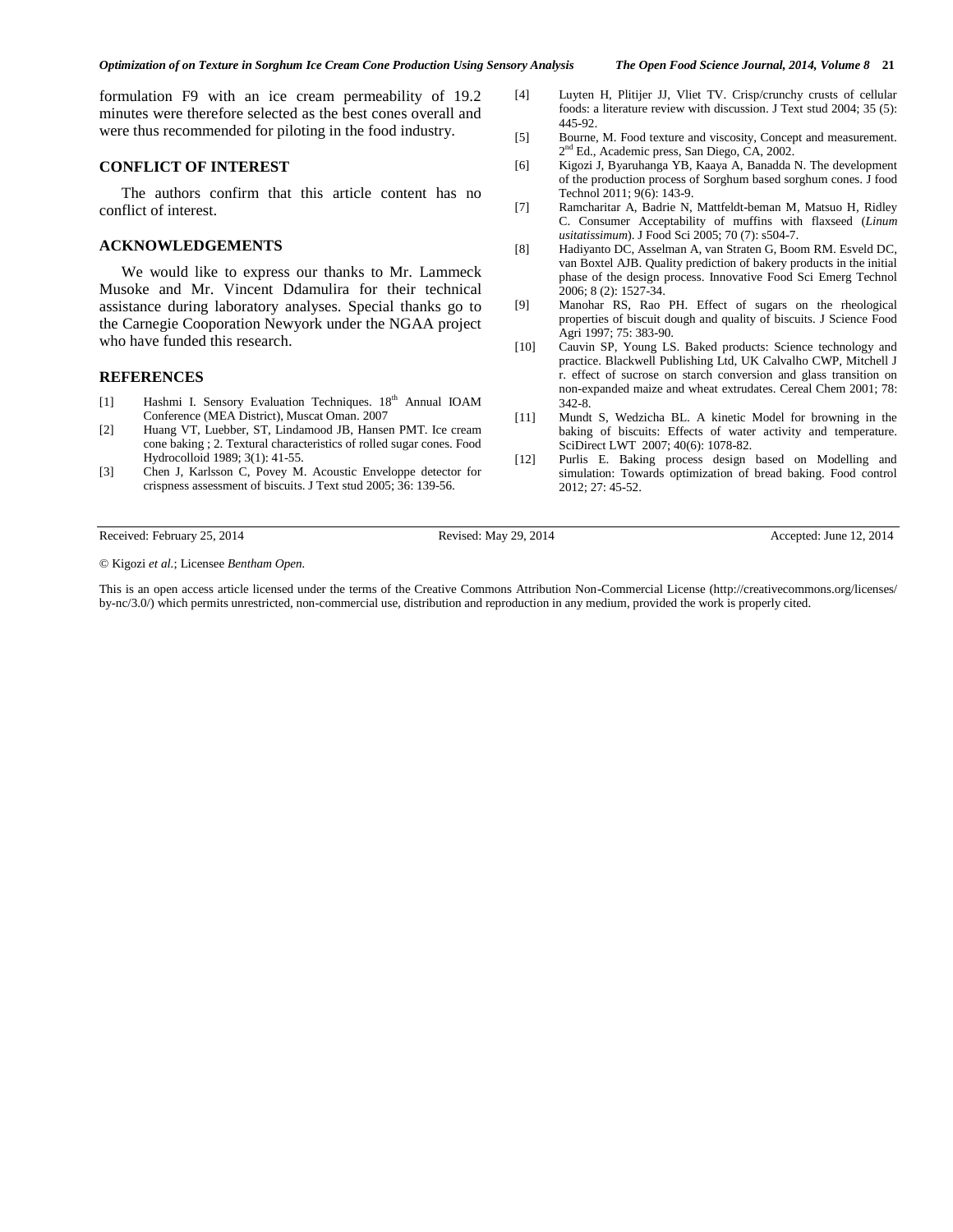formulation F9 with an ice cream permeability of 19.2 minutes were therefore selected as the best cones overall and were thus recommended for piloting in the food industry.

## CONFLICT OF INTEREST

The authors confirm that this article content has no conflict of interest.

## ACKNOWLEDGEMENTS

We would like to express our thanks to Mr. Lammeck Musoke and Mr. Vincent Ddamulira for their technical assistance during laboratory analyses. Special thanks go to the Carnegie Cooporation Newyork under the NGAA project who have funded this research.

## REFERENCES

[1] Hashmi I. Sensory Evaluation Techniques. 18th Annual IOAM Conference (MEA District), Muscat Oman. 2007

[2] Huang VT, Luebber, ST, Lindamood JB, Hansen PMT. Ice cream cone baking ; 2. Textural characteristics of rolled sugar cones. Food Hydrocolloid 1989; 3(1): 41-55.

[3] Chen J, Karlsson C, Povey M. Acoustic Enveloppe detector for crispness assessment of biscuits. J Text stud 2005; 36: 139-56.

[4] Luyten H, Plitijer JJ, Vliet TV. Crisp/crunchy crusts of cellular foods: a literature review with discussion. J Text stud 2004; 35 (5): 445-92.

[5] Bourne, M. Food texture and viscosity, Concept and measurement. 2nd Ed., Academic press, San Diego, CA, 2002.

[6] Kigozi J, Byaruhanga YB, Kaaya A, Banadda N. The development of the production process of Sorghum based sorghum cones. J food Technol 2011; 9(6): 143-9.

[7] Ramcharitar A, Badrie N, Mattfeldt-beman M, Matsuo H, Ridley C. Consumer Acceptability of muffins with flaxseed (*Linum usitatissimum*). J Food Sci 2005; 70 (7): s504-7.

[8] Hadiyanto DC, Asselman A, van Straten G, Boom RM. Esveld DC, van Boxtel AJB. Quality prediction of bakery products in the initial phase of the design process. Innovative Food Sci Emerg Technol 2006; 8 (2): 1527-34.

[9] Manohar RS, Rao PH. Effect of sugars on the rheological properties of biscuit dough and quality of biscuits. J Science Food Agri 1997; 75: 383-90.

[10] Cauvin SP, Young LS. Baked products: Science technology and practice. Blackwell Publishing Ltd, UK Calvalho CWP, Mitchell J r. effect of sucrose on starch conversion and glass transition on non-expanded maize and wheat extrudates. Cereal Chem 2001; 78: 342-8.

[11] Mundt S, Wedzicha BL. A kinetic Model for browning in the baking of biscuits: Effects of water activity and temperature. SciDirect LWT 2007; 40(6): 1078-82.

[12] Purlis E. Baking process design based on Modelling and simulation: Towards optimization of bread baking. Food control 2012; 27: 45-52.

Received: February 25, 2014 Revised: May 29, 2014 Accepted: June 12, 2014

© Kigozi *et al.*; Licensee *Bentham Open.*

This is an open access article licensed under the terms of the Creative Commons Attribution Non-Commercial License (http://creativecommons.org/licenses/by-nc/3.0/) which permits unrestricted, non-commercial use, distribution and reproduction in any medium, provided the work is properly cited.